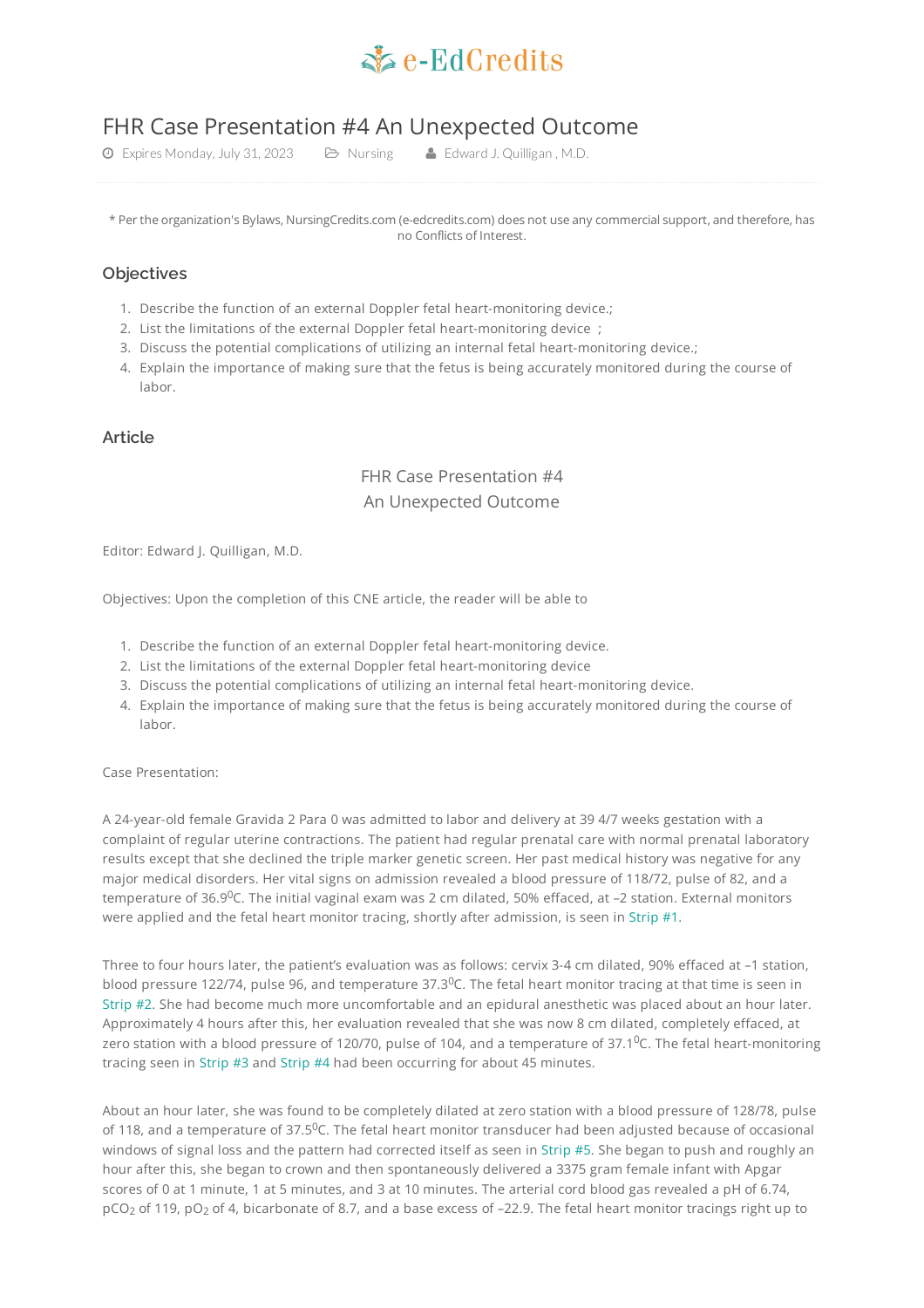e-EdCredits

# FHR Case Presentation #4 An Unexpected Outcome

Expires Monday, July 31, 2023 | Nursing | Edward J. Quilligan , M.D.

* Per the organization's Bylaws, NursingCredits.com (e-edcredits.com) does not use any commercial support, and therefore, has no Conflicts of Interest.

## Objectives

1. Describe the function of an external Doppler fetal heart-monitoring device.;
2. List the limitations of the external Doppler fetal heart-monitoring device ;
3. Discuss the potential complications of utilizing an internal fetal heart-monitoring device.;
4. Explain the importance of making sure that the fetus is being accurately monitored during the course of labor.

## Article

FHR Case Presentation #4
An Unexpected Outcome

Editor: Edward J. Quilligan, M.D.

Objectives: Upon the completion of this CNE article, the reader will be able to

1. Describe the function of an external Doppler fetal heart-monitoring device.
2. List the limitations of the external Doppler fetal heart-monitoring device
3. Discuss the potential complications of utilizing an internal fetal heart-monitoring device.
4. Explain the importance of making sure that the fetus is being accurately monitored during the course of labor.

Case Presentation:

A 24-year-old female Gravida 2 Para 0 was admitted to labor and delivery at 39 4/7 weeks gestation with a complaint of regular uterine contractions. The patient had regular prenatal care with normal prenatal laboratory results except that she declined the triple marker genetic screen. Her past medical history was negative for any major medical disorders. Her vital signs on admission revealed a blood pressure of 118/72, pulse of 82, and a temperature of 36.9$^{0}$C. The initial vaginal exam was 2 cm dilated, 50% effaced, at –2 station. External monitors were applied and the fetal heart monitor tracing, shortly after admission, is seen in Strip #1.

Three to four hours later, the patient's evaluation was as follows: cervix 3-4 cm dilated, 90% effaced at –1 station, blood pressure 122/74, pulse 96, and temperature 37.3$^{0}$C. The fetal heart monitor tracing at that time is seen in Strip #2. She had become much more uncomfortable and an epidural anesthetic was placed about an hour later. Approximately 4 hours after this, her evaluation revealed that she was now 8 cm dilated, completely effaced, at zero station with a blood pressure of 120/70, pulse of 104, and a temperature of 37.1$^{0}$C. The fetal heart-monitoring tracing seen in Strip #3 and Strip #4 had been occurring for about 45 minutes.

About an hour later, she was found to be completely dilated at zero station with a blood pressure of 128/78, pulse of 118, and a temperature of 37.5$^{0}$C. The fetal heart monitor transducer had been adjusted because of occasional windows of signal loss and the pattern had corrected itself as seen in Strip #5. She began to push and roughly an hour after this, she began to crown and then spontaneously delivered a 3375 gram female infant with Apgar scores of 0 at 1 minute, 1 at 5 minutes, and 3 at 10 minutes. The arterial cord blood gas revealed a pH of 6.74, $pCO_2$ of 119, $pO_2$ of 4, bicarbonate of 8.7, and a base excess of –22.9. The fetal heart monitor tracings right up to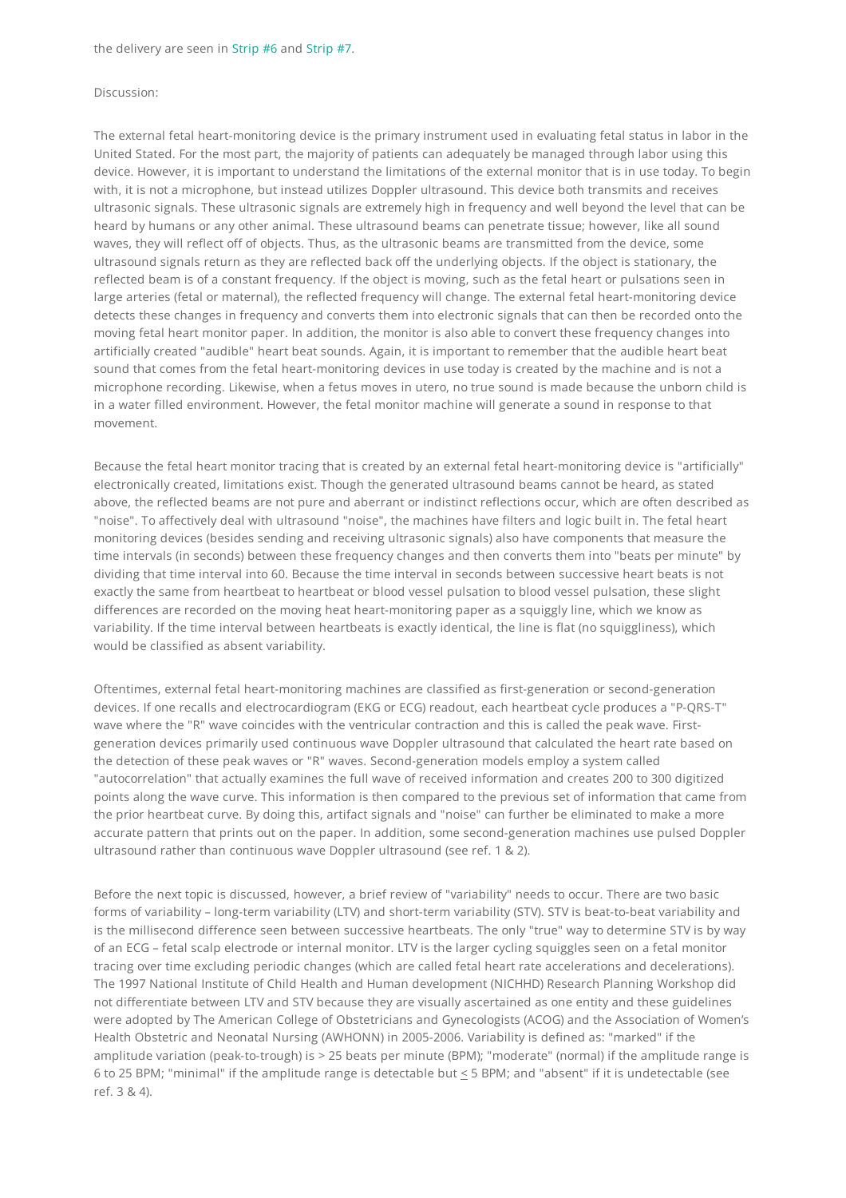the delivery are seen in Strip #6 and Strip #7.

Discussion:

The external fetal heart-monitoring device is the primary instrument used in evaluating fetal status in labor in the United Stated. For the most part, the majority of patients can adequately be managed through labor using this device. However, it is important to understand the limitations of the external monitor that is in use today. To begin with, it is not a microphone, but instead utilizes Doppler ultrasound. This device both transmits and receives ultrasonic signals. These ultrasonic signals are extremely high in frequency and well beyond the level that can be heard by humans or any other animal. These ultrasound beams can penetrate tissue; however, like all sound waves, they will reflect off of objects. Thus, as the ultrasonic beams are transmitted from the device, some ultrasound signals return as they are reflected back off the underlying objects. If the object is stationary, the reflected beam is of a constant frequency. If the object is moving, such as the fetal heart or pulsations seen in large arteries (fetal or maternal), the reflected frequency will change. The external fetal heart-monitoring device detects these changes in frequency and converts them into electronic signals that can then be recorded onto the moving fetal heart monitor paper. In addition, the monitor is also able to convert these frequency changes into artificially created "audible" heart beat sounds. Again, it is important to remember that the audible heart beat sound that comes from the fetal heart-monitoring devices in use today is created by the machine and is not a microphone recording. Likewise, when a fetus moves in utero, no true sound is made because the unborn child is in a water filled environment. However, the fetal monitor machine will generate a sound in response to that movement.

Because the fetal heart monitor tracing that is created by an external fetal heart-monitoring device is "artificially" electronically created, limitations exist. Though the generated ultrasound beams cannot be heard, as stated above, the reflected beams are not pure and aberrant or indistinct reflections occur, which are often described as "noise". To affectively deal with ultrasound "noise", the machines have filters and logic built in. The fetal heart monitoring devices (besides sending and receiving ultrasonic signals) also have components that measure the time intervals (in seconds) between these frequency changes and then converts them into "beats per minute" by dividing that time interval into 60. Because the time interval in seconds between successive heart beats is not exactly the same from heartbeat to heartbeat or blood vessel pulsation to blood vessel pulsation, these slight differences are recorded on the moving heat heart-monitoring paper as a squiggly line, which we know as variability. If the time interval between heartbeats is exactly identical, the line is flat (no squiggliness), which would be classified as absent variability.

Oftentimes, external fetal heart-monitoring machines are classified as first-generation or second-generation devices. If one recalls and electrocardiogram (EKG or ECG) readout, each heartbeat cycle produces a "P-QRS-T" wave where the "R" wave coincides with the ventricular contraction and this is called the peak wave. First-generation devices primarily used continuous wave Doppler ultrasound that calculated the heart rate based on the detection of these peak waves or "R" waves. Second-generation models employ a system called "autocorrelation" that actually examines the full wave of received information and creates 200 to 300 digitized points along the wave curve. This information is then compared to the previous set of information that came from the prior heartbeat curve. By doing this, artifact signals and "noise" can further be eliminated to make a more accurate pattern that prints out on the paper. In addition, some second-generation machines use pulsed Doppler ultrasound rather than continuous wave Doppler ultrasound (see ref. 1 & 2).

Before the next topic is discussed, however, a brief review of "variability" needs to occur. There are two basic forms of variability – long-term variability (LTV) and short-term variability (STV). STV is beat-to-beat variability and is the millisecond difference seen between successive heartbeats. The only "true" way to determine STV is by way of an ECG – fetal scalp electrode or internal monitor. LTV is the larger cycling squiggles seen on a fetal monitor tracing over time excluding periodic changes (which are called fetal heart rate accelerations and decelerations). The 1997 National Institute of Child Health and Human development (NICHHD) Research Planning Workshop did not differentiate between LTV and STV because they are visually ascertained as one entity and these guidelines were adopted by The American College of Obstetricians and Gynecologists (ACOG) and the Association of Women's Health Obstetric and Neonatal Nursing (AWHONN) in 2005-2006. Variability is defined as: "marked" if the amplitude variation (peak-to-trough) is > 25 beats per minute (BPM); "moderate" (normal) if the amplitude range is 6 to 25 BPM; "minimal" if the amplitude range is detectable but ≤ 5 BPM; and "absent" if it is undetectable (see ref. 3 & 4).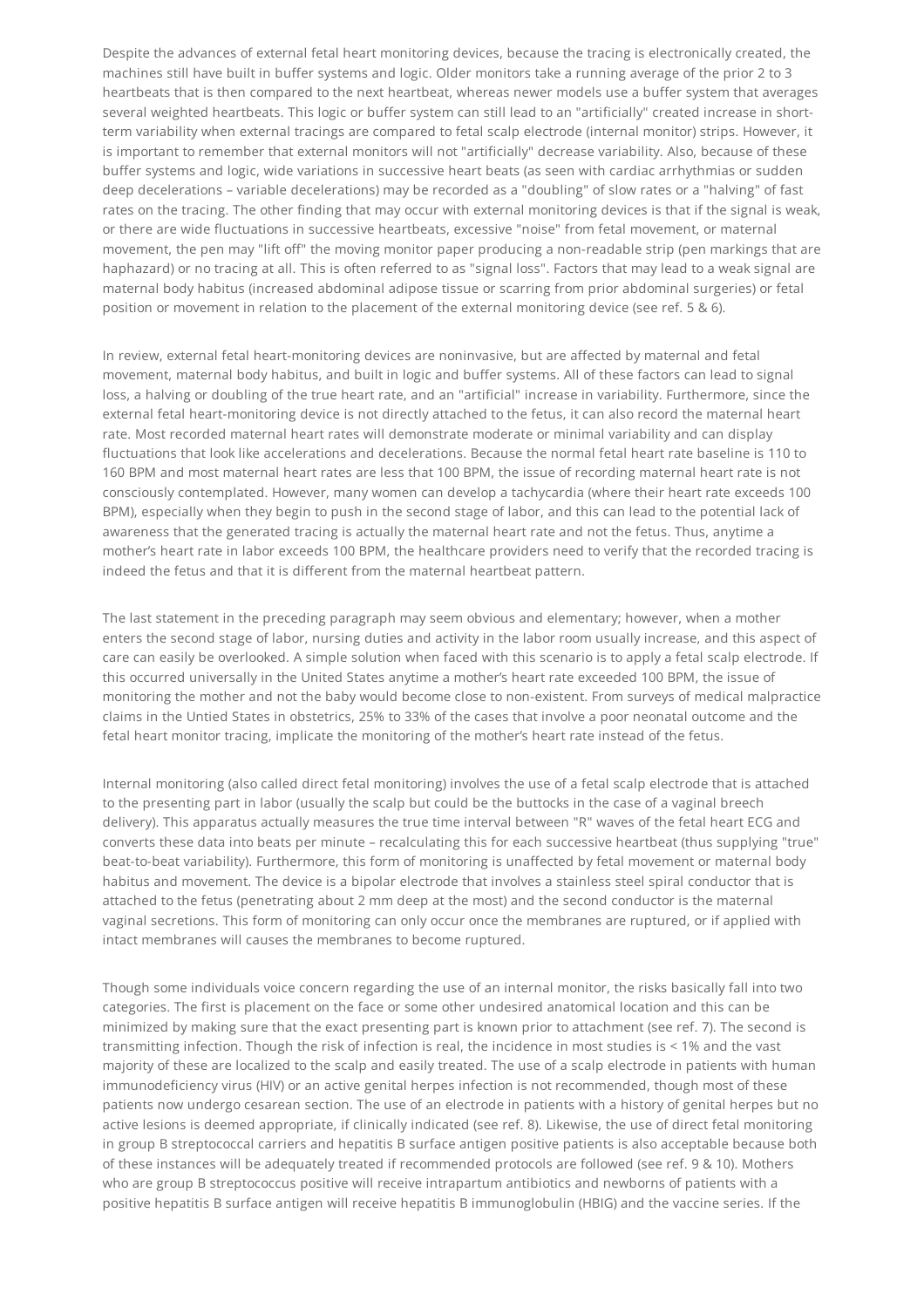Despite the advances of external fetal heart monitoring devices, because the tracing is electronically created, the machines still have built in buffer systems and logic. Older monitors take a running average of the prior 2 to 3 heartbeats that is then compared to the next heartbeat, whereas newer models use a buffer system that averages several weighted heartbeats. This logic or buffer system can still lead to an "artificially" created increase in short-term variability when external tracings are compared to fetal scalp electrode (internal monitor) strips. However, it is important to remember that external monitors will not "artificially" decrease variability. Also, because of these buffer systems and logic, wide variations in successive heart beats (as seen with cardiac arrhythmias or sudden deep decelerations – variable decelerations) may be recorded as a "doubling" of slow rates or a "halving" of fast rates on the tracing. The other finding that may occur with external monitoring devices is that if the signal is weak, or there are wide fluctuations in successive heartbeats, excessive "noise" from fetal movement, or maternal movement, the pen may "lift off" the moving monitor paper producing a non-readable strip (pen markings that are haphazard) or no tracing at all. This is often referred to as "signal loss". Factors that may lead to a weak signal are maternal body habitus (increased abdominal adipose tissue or scarring from prior abdominal surgeries) or fetal position or movement in relation to the placement of the external monitoring device (see ref. 5 & 6).

In review, external fetal heart-monitoring devices are noninvasive, but are affected by maternal and fetal movement, maternal body habitus, and built in logic and buffer systems. All of these factors can lead to signal loss, a halving or doubling of the true heart rate, and an "artificial" increase in variability. Furthermore, since the external fetal heart-monitoring device is not directly attached to the fetus, it can also record the maternal heart rate. Most recorded maternal heart rates will demonstrate moderate or minimal variability and can display fluctuations that look like accelerations and decelerations. Because the normal fetal heart rate baseline is 110 to 160 BPM and most maternal heart rates are less that 100 BPM, the issue of recording maternal heart rate is not consciously contemplated. However, many women can develop a tachycardia (where their heart rate exceeds 100 BPM), especially when they begin to push in the second stage of labor, and this can lead to the potential lack of awareness that the generated tracing is actually the maternal heart rate and not the fetus. Thus, anytime a mother's heart rate in labor exceeds 100 BPM, the healthcare providers need to verify that the recorded tracing is indeed the fetus and that it is different from the maternal heartbeat pattern.

The last statement in the preceding paragraph may seem obvious and elementary; however, when a mother enters the second stage of labor, nursing duties and activity in the labor room usually increase, and this aspect of care can easily be overlooked. A simple solution when faced with this scenario is to apply a fetal scalp electrode. If this occurred universally in the United States anytime a mother's heart rate exceeded 100 BPM, the issue of monitoring the mother and not the baby would become close to non-existent. From surveys of medical malpractice claims in the Untied States in obstetrics, 25% to 33% of the cases that involve a poor neonatal outcome and the fetal heart monitor tracing, implicate the monitoring of the mother's heart rate instead of the fetus.

Internal monitoring (also called direct fetal monitoring) involves the use of a fetal scalp electrode that is attached to the presenting part in labor (usually the scalp but could be the buttocks in the case of a vaginal breech delivery). This apparatus actually measures the true time interval between "R" waves of the fetal heart ECG and converts these data into beats per minute – recalculating this for each successive heartbeat (thus supplying "true" beat-to-beat variability). Furthermore, this form of monitoring is unaffected by fetal movement or maternal body habitus and movement. The device is a bipolar electrode that involves a stainless steel spiral conductor that is attached to the fetus (penetrating about 2 mm deep at the most) and the second conductor is the maternal vaginal secretions. This form of monitoring can only occur once the membranes are ruptured, or if applied with intact membranes will causes the membranes to become ruptured.

Though some individuals voice concern regarding the use of an internal monitor, the risks basically fall into two categories. The first is placement on the face or some other undesired anatomical location and this can be minimized by making sure that the exact presenting part is known prior to attachment (see ref. 7). The second is transmitting infection. Though the risk of infection is real, the incidence in most studies is < 1% and the vast majority of these are localized to the scalp and easily treated. The use of a scalp electrode in patients with human immunodeficiency virus (HIV) or an active genital herpes infection is not recommended, though most of these patients now undergo cesarean section. The use of an electrode in patients with a history of genital herpes but no active lesions is deemed appropriate, if clinically indicated (see ref. 8). Likewise, the use of direct fetal monitoring in group B streptococcal carriers and hepatitis B surface antigen positive patients is also acceptable because both of these instances will be adequately treated if recommended protocols are followed (see ref. 9 & 10). Mothers who are group B streptococcus positive will receive intrapartum antibiotics and newborns of patients with a positive hepatitis B surface antigen will receive hepatitis B immunoglobulin (HBIG) and the vaccine series. If the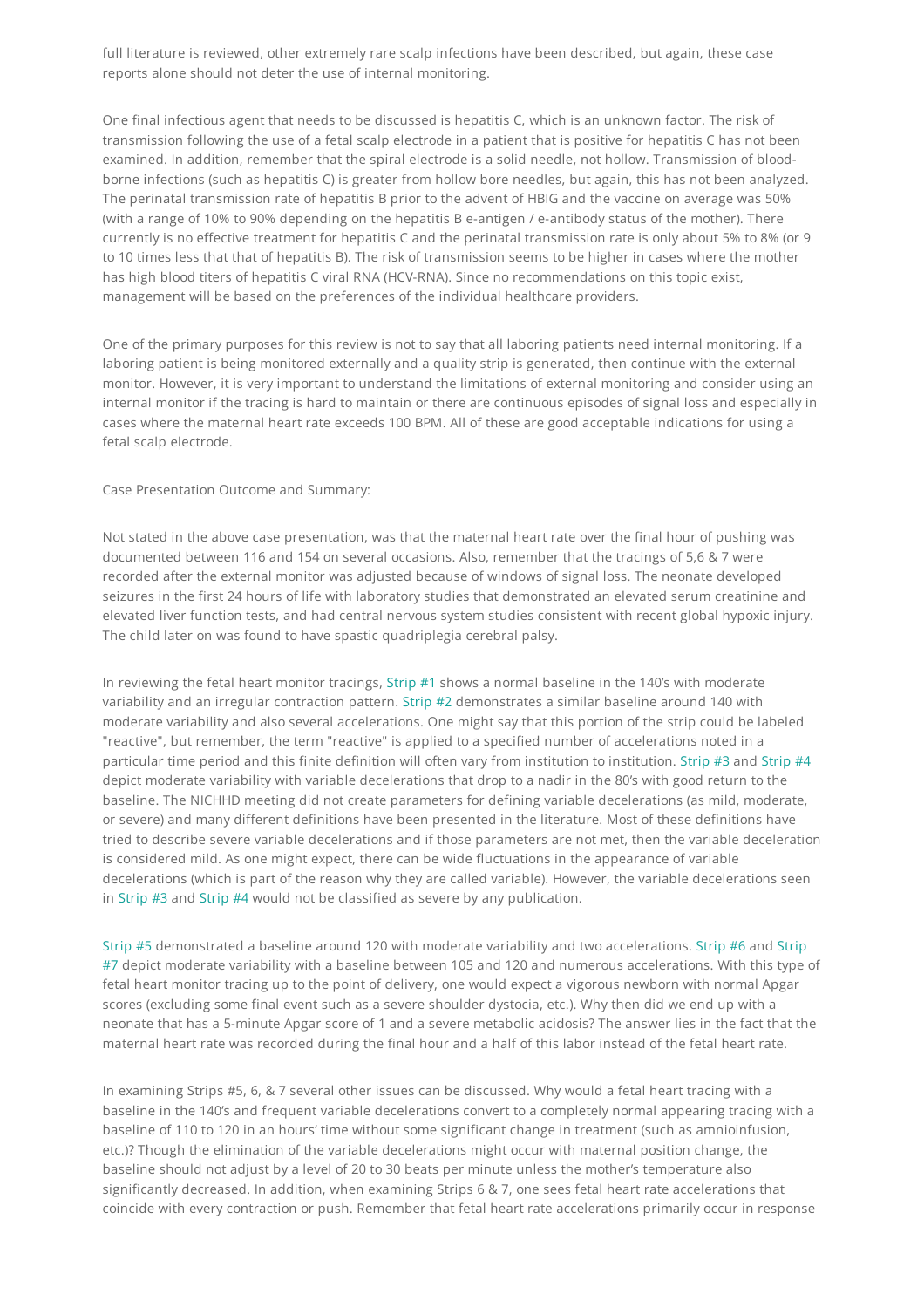full literature is reviewed, other extremely rare scalp infections have been described, but again, these case reports alone should not deter the use of internal monitoring.

One final infectious agent that needs to be discussed is hepatitis C, which is an unknown factor. The risk of transmission following the use of a fetal scalp electrode in a patient that is positive for hepatitis C has not been examined. In addition, remember that the spiral electrode is a solid needle, not hollow. Transmission of blood-borne infections (such as hepatitis C) is greater from hollow bore needles, but again, this has not been analyzed. The perinatal transmission rate of hepatitis B prior to the advent of HBIG and the vaccine on average was 50% (with a range of 10% to 90% depending on the hepatitis B e-antigen / e-antibody status of the mother). There currently is no effective treatment for hepatitis C and the perinatal transmission rate is only about 5% to 8% (or 9 to 10 times less that that of hepatitis B). The risk of transmission seems to be higher in cases where the mother has high blood titers of hepatitis C viral RNA (HCV-RNA). Since no recommendations on this topic exist, management will be based on the preferences of the individual healthcare providers.

One of the primary purposes for this review is not to say that all laboring patients need internal monitoring. If a laboring patient is being monitored externally and a quality strip is generated, then continue with the external monitor. However, it is very important to understand the limitations of external monitoring and consider using an internal monitor if the tracing is hard to maintain or there are continuous episodes of signal loss and especially in cases where the maternal heart rate exceeds 100 BPM. All of these are good acceptable indications for using a fetal scalp electrode.

Case Presentation Outcome and Summary:

Not stated in the above case presentation, was that the maternal heart rate over the final hour of pushing was documented between 116 and 154 on several occasions. Also, remember that the tracings of 5,6 & 7 were recorded after the external monitor was adjusted because of windows of signal loss. The neonate developed seizures in the first 24 hours of life with laboratory studies that demonstrated an elevated serum creatinine and elevated liver function tests, and had central nervous system studies consistent with recent global hypoxic injury. The child later on was found to have spastic quadriplegia cerebral palsy.

In reviewing the fetal heart monitor tracings, Strip #1 shows a normal baseline in the 140's with moderate variability and an irregular contraction pattern. Strip #2 demonstrates a similar baseline around 140 with moderate variability and also several accelerations. One might say that this portion of the strip could be labeled "reactive", but remember, the term "reactive" is applied to a specified number of accelerations noted in a particular time period and this finite definition will often vary from institution to institution. Strip #3 and Strip #4 depict moderate variability with variable decelerations that drop to a nadir in the 80's with good return to the baseline. The NICHHD meeting did not create parameters for defining variable decelerations (as mild, moderate, or severe) and many different definitions have been presented in the literature. Most of these definitions have tried to describe severe variable decelerations and if those parameters are not met, then the variable deceleration is considered mild. As one might expect, there can be wide fluctuations in the appearance of variable decelerations (which is part of the reason why they are called variable). However, the variable decelerations seen in Strip #3 and Strip #4 would not be classified as severe by any publication.

Strip #5 demonstrated a baseline around 120 with moderate variability and two accelerations. Strip #6 and Strip #7 depict moderate variability with a baseline between 105 and 120 and numerous accelerations. With this type of fetal heart monitor tracing up to the point of delivery, one would expect a vigorous newborn with normal Apgar scores (excluding some final event such as a severe shoulder dystocia, etc.). Why then did we end up with a neonate that has a 5-minute Apgar score of 1 and a severe metabolic acidosis? The answer lies in the fact that the maternal heart rate was recorded during the final hour and a half of this labor instead of the fetal heart rate.

In examining Strips #5, 6, & 7 several other issues can be discussed. Why would a fetal heart tracing with a baseline in the 140's and frequent variable decelerations convert to a completely normal appearing tracing with a baseline of 110 to 120 in an hours' time without some significant change in treatment (such as amnioinfusion, etc.)? Though the elimination of the variable decelerations might occur with maternal position change, the baseline should not adjust by a level of 20 to 30 beats per minute unless the mother's temperature also significantly decreased. In addition, when examining Strips 6 & 7, one sees fetal heart rate accelerations that coincide with every contraction or push. Remember that fetal heart rate accelerations primarily occur in response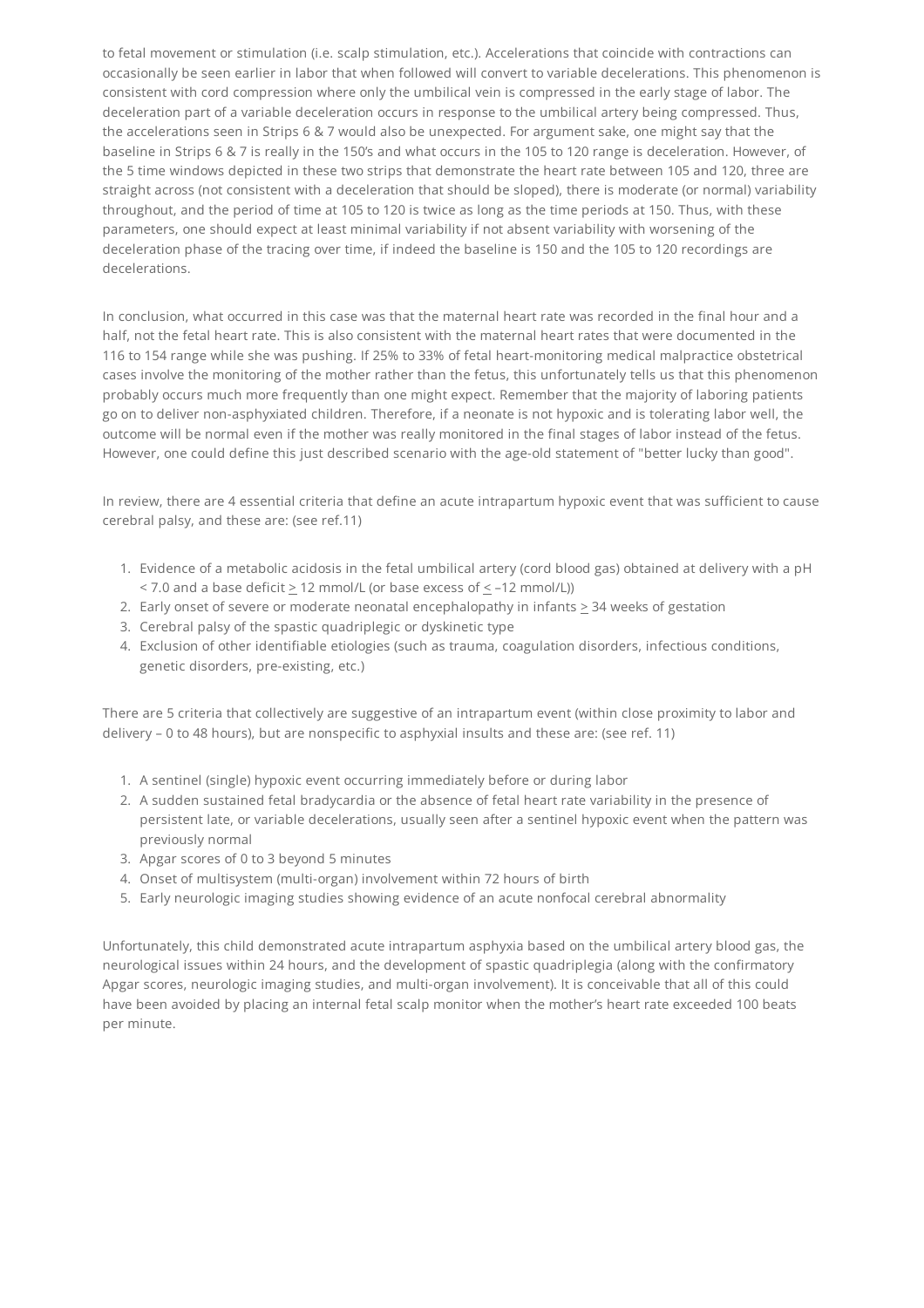to fetal movement or stimulation (i.e. scalp stimulation, etc.). Accelerations that coincide with contractions can occasionally be seen earlier in labor that when followed will convert to variable decelerations. This phenomenon is consistent with cord compression where only the umbilical vein is compressed in the early stage of labor. The deceleration part of a variable deceleration occurs in response to the umbilical artery being compressed. Thus, the accelerations seen in Strips 6 & 7 would also be unexpected. For argument sake, one might say that the baseline in Strips 6 & 7 is really in the 150's and what occurs in the 105 to 120 range is deceleration. However, of the 5 time windows depicted in these two strips that demonstrate the heart rate between 105 and 120, three are straight across (not consistent with a deceleration that should be sloped), there is moderate (or normal) variability throughout, and the period of time at 105 to 120 is twice as long as the time periods at 150. Thus, with these parameters, one should expect at least minimal variability if not absent variability with worsening of the deceleration phase of the tracing over time, if indeed the baseline is 150 and the 105 to 120 recordings are decelerations.

In conclusion, what occurred in this case was that the maternal heart rate was recorded in the final hour and a half, not the fetal heart rate. This is also consistent with the maternal heart rates that were documented in the 116 to 154 range while she was pushing. If 25% to 33% of fetal heart-monitoring medical malpractice obstetrical cases involve the monitoring of the mother rather than the fetus, this unfortunately tells us that this phenomenon probably occurs much more frequently than one might expect. Remember that the majority of laboring patients go on to deliver non-asphyxiated children. Therefore, if a neonate is not hypoxic and is tolerating labor well, the outcome will be normal even if the mother was really monitored in the final stages of labor instead of the fetus. However, one could define this just described scenario with the age-old statement of "better lucky than good".

In review, there are 4 essential criteria that define an acute intrapartum hypoxic event that was sufficient to cause cerebral palsy, and these are: (see ref.11)

1. Evidence of a metabolic acidosis in the fetal umbilical artery (cord blood gas) obtained at delivery with a pH < 7.0 and a base deficit ≥ 12 mmol/L (or base excess of ≤ –12 mmol/L))
2. Early onset of severe or moderate neonatal encephalopathy in infants ≥ 34 weeks of gestation
3. Cerebral palsy of the spastic quadriplegic or dyskinetic type
4. Exclusion of other identifiable etiologies (such as trauma, coagulation disorders, infectious conditions, genetic disorders, pre-existing, etc.)

There are 5 criteria that collectively are suggestive of an intrapartum event (within close proximity to labor and delivery – 0 to 48 hours), but are nonspecific to asphyxial insults and these are: (see ref. 11)

1. A sentinel (single) hypoxic event occurring immediately before or during labor
2. A sudden sustained fetal bradycardia or the absence of fetal heart rate variability in the presence of persistent late, or variable decelerations, usually seen after a sentinel hypoxic event when the pattern was previously normal
3. Apgar scores of 0 to 3 beyond 5 minutes
4. Onset of multisystem (multi-organ) involvement within 72 hours of birth
5. Early neurologic imaging studies showing evidence of an acute nonfocal cerebral abnormality

Unfortunately, this child demonstrated acute intrapartum asphyxia based on the umbilical artery blood gas, the neurological issues within 24 hours, and the development of spastic quadriplegia (along with the confirmatory Apgar scores, neurologic imaging studies, and multi-organ involvement). It is conceivable that all of this could have been avoided by placing an internal fetal scalp monitor when the mother's heart rate exceeded 100 beats per minute.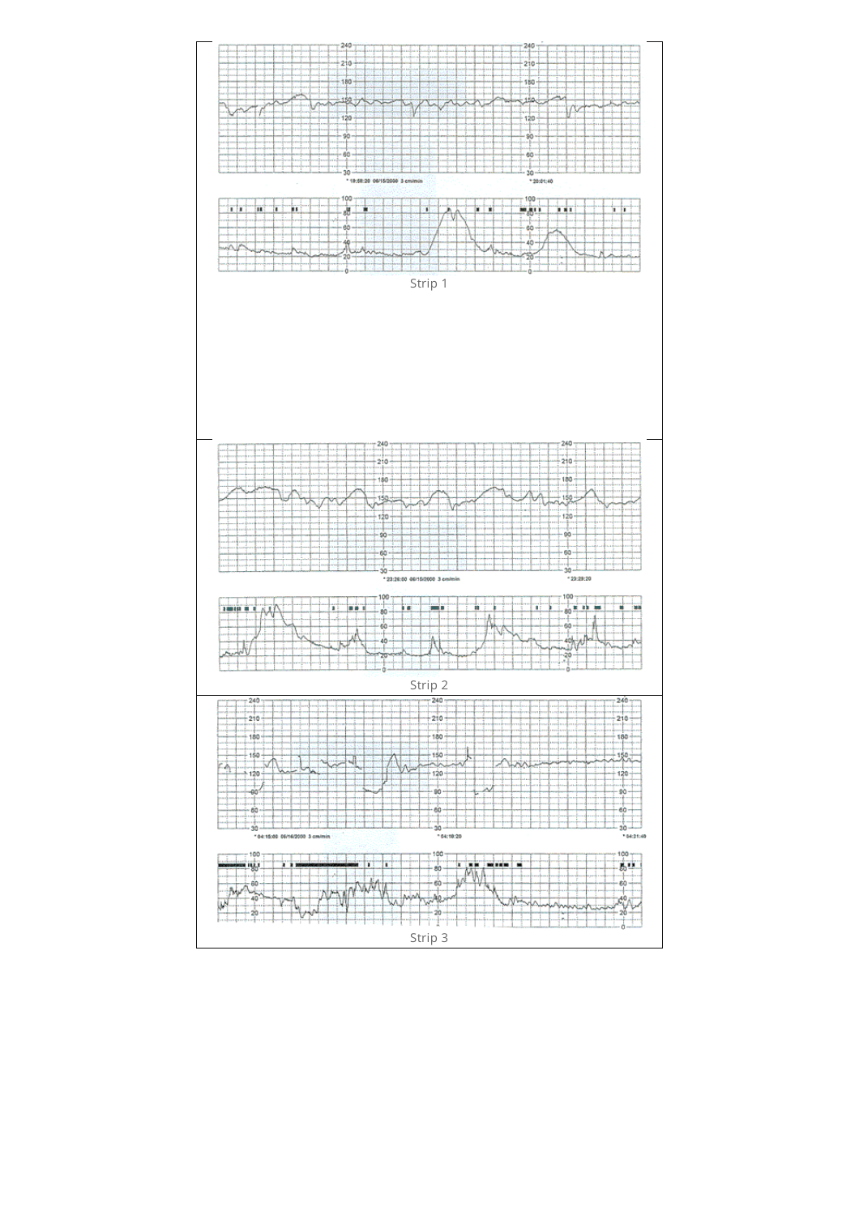Strip 1

Strip 2

Strip 3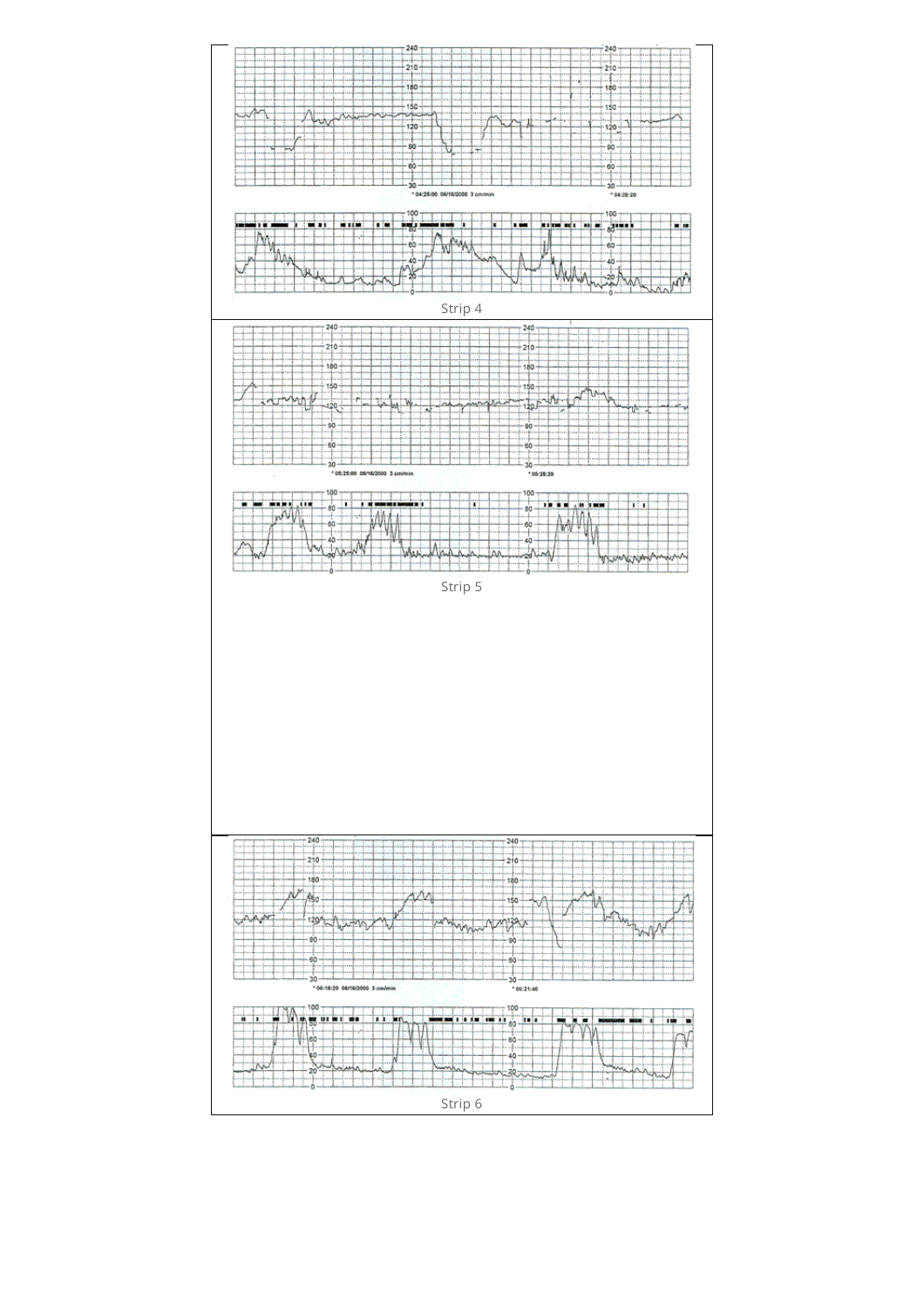Strip 4

Strip 5

Strip 6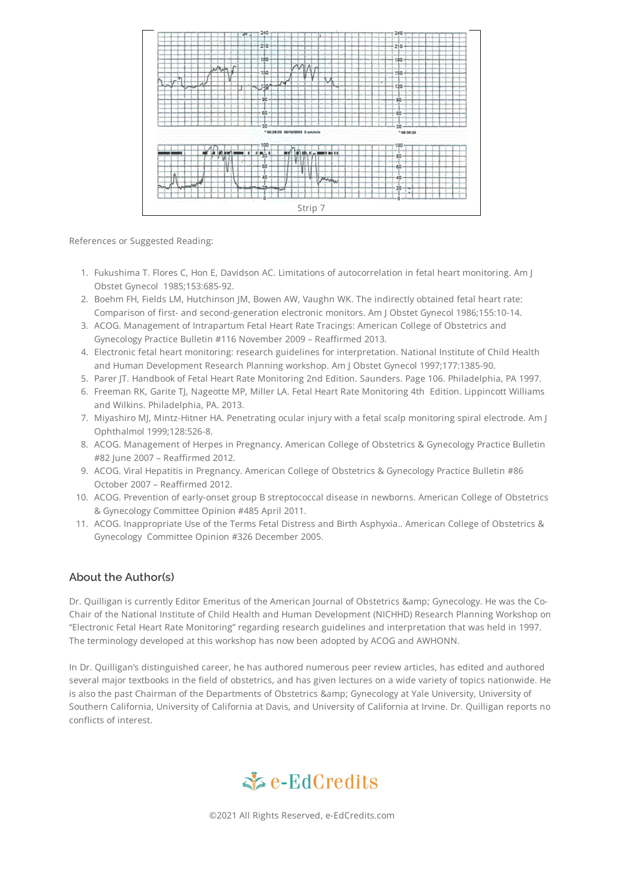240
210
180
150
120
90
60
30
06:36:00 06/16/2000 3 cm/min
06:36:20
100
80
60
40
20
0

Strip 7

References or Suggested Reading:

1. Fukushima T. Flores C, Hon E, Davidson AC. Limitations of autocorrelation in fetal heart monitoring. Am J Obstet Gynecol 1985;153:685-92.
2. Boehm FH, Fields LM, Hutchinson JM, Bowen AW, Vaughn WK. The indirectly obtained fetal heart rate: Comparison of first- and second-generation electronic monitors. Am J Obstet Gynecol 1986;155:10-14.
3. ACOG. Management of Intrapartum Fetal Heart Rate Tracings: American College of Obstetrics and Gynecology Practice Bulletin #116 November 2009 – Reaffirmed 2013.
4. Electronic fetal heart monitoring: research guidelines for interpretation. National Institute of Child Health and Human Development Research Planning workshop. Am J Obstet Gynecol 1997;177:1385-90.
5. Parer JT. Handbook of Fetal Heart Rate Monitoring 2nd Edition. Saunders. Page 106. Philadelphia, PA 1997.
6. Freeman RK, Garite TJ, Nageotte MP, Miller LA. Fetal Heart Rate Monitoring 4th Edition. Lippincott Williams and Wilkins. Philadelphia, PA. 2013.
7. Miyashiro MJ, Mintz-Hitner HA. Penetrating ocular injury with a fetal scalp monitoring spiral electrode. Am J Ophthalmol 1999;128:526-8.
8. ACOG. Management of Herpes in Pregnancy. American College of Obstetrics & Gynecology Practice Bulletin #82 June 2007 – Reaffirmed 2012.
9. ACOG. Viral Hepatitis in Pregnancy. American College of Obstetrics & Gynecology Practice Bulletin #86 October 2007 – Reaffirmed 2012.
10. ACOG. Prevention of early-onset group B streptococcal disease in newborns. American College of Obstetrics & Gynecology Committee Opinion #485 April 2011.
11. ACOG. Inappropriate Use of the Terms Fetal Distress and Birth Asphyxia.. American College of Obstetrics & Gynecology Committee Opinion #326 December 2005.

## About the Author(s)

Dr. Quilligan is currently Editor Emeritus of the American Journal of Obstetrics &amp; Gynecology. He was the Co-Chair of the National Institute of Child Health and Human Development (NICHHD) Research Planning Workshop on "Electronic Fetal Heart Rate Monitoring" regarding research guidelines and interpretation that was held in 1997. The terminology developed at this workshop has now been adopted by ACOG and AWHONN.

In Dr. Quilligan's distinguished career, he has authored numerous peer review articles, has edited and authored several major textbooks in the field of obstetrics, and has given lectures on a wide variety of topics nationwide. He is also the past Chairman of the Departments of Obstetrics &amp; Gynecology at Yale University, University of Southern California, University of California at Davis, and University of California at Irvine. Dr. Quilligan reports no conflicts of interest.

e-EdCredits

©2021 All Rights Reserved, e-EdCredits.com